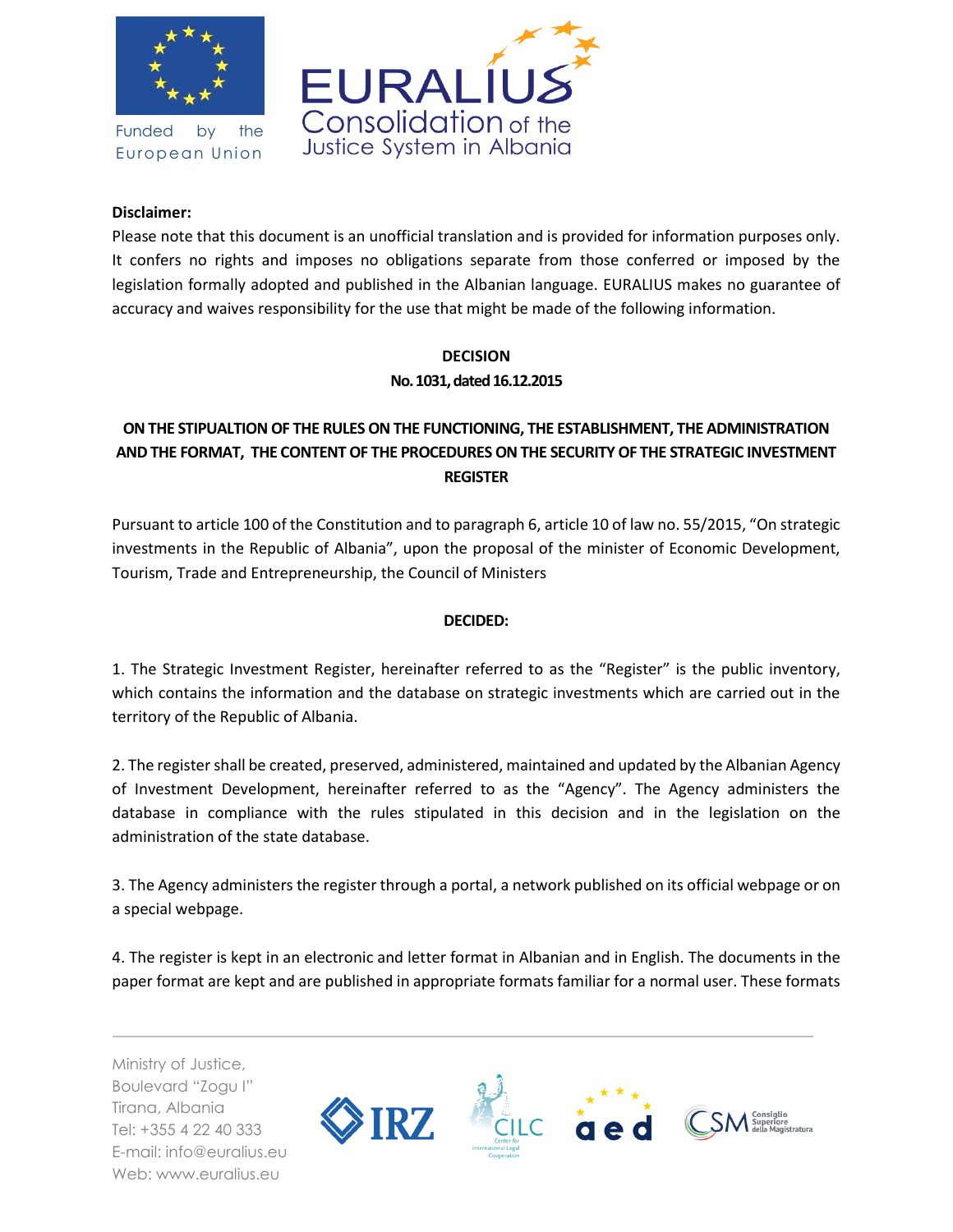**Disclaimer:**

Please note that this document is an unofficial translation and is provided for information purposes only. It confers no rights and imposes no obligations separate from those conferred or imposed by the legislation formally adopted and published in the Albanian language. EURALIUS makes no guarantee of accuracy and waives responsibility for the use that might be made of the following information.

**DECISION**

**No. 1031, dated 16.12.2015**

**ON THE STIPUALTION OF THE RULES ON THE FUNCTIONING, THE ESTABLISHMENT, THE ADMINISTRATION AND THE FORMAT, THE CONTENT OF THE PROCEDURES ON THE SECURITY OF THE STRATEGIC INVESTMENT REGISTER**

Pursuant to article 100 of the Constitution and to paragraph 6, article 10 of law no. 55/2015, "On strategic investments in the Republic of Albania", upon the proposal of the minister of Economic Development, Tourism, Trade and Entrepreneurship, the Council of Ministers

**DECIDED:**

1. The Strategic Investment Register, hereinafter referred to as the "Register" is the public inventory, which contains the information and the database on strategic investments which are carried out in the territory of the Republic of Albania.

2. The register shall be created, preserved, administered, maintained and updated by the Albanian Agency of Investment Development, hereinafter referred to as the "Agency". The Agency administers the database in compliance with the rules stipulated in this decision and in the legislation on the administration of the state database.

3. The Agency administers the register through a portal, a network published on its official webpage or on a special webpage.

4. The register is kept in an electronic and letter format in Albanian and in English. The documents in the paper format are kept and are published in appropriate formats familiar for a normal user. These formats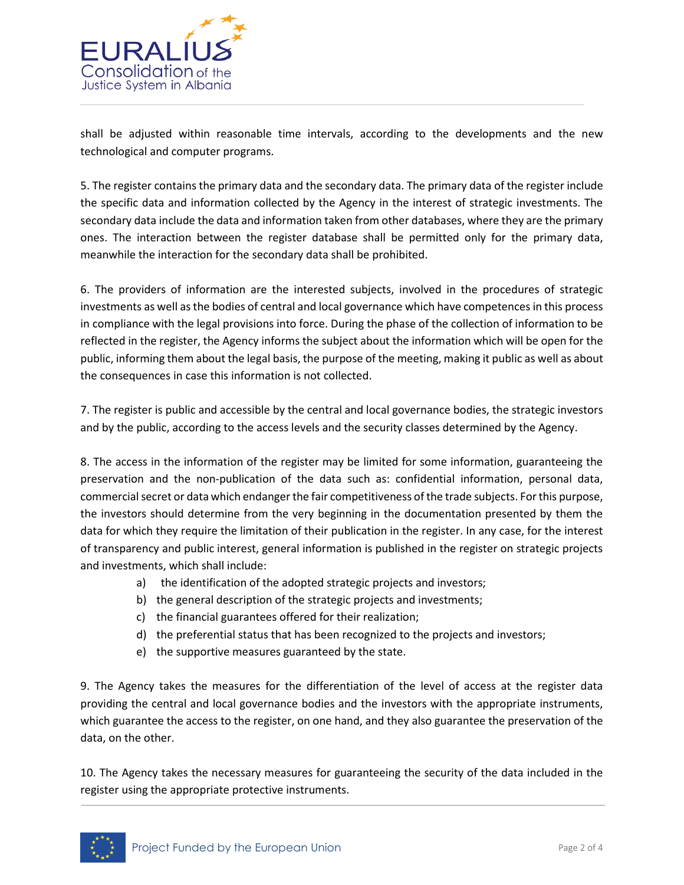shall be adjusted within reasonable time intervals, according to the developments and the new technological and computer programs.

5. The register contains the primary data and the secondary data. The primary data of the register include the specific data and information collected by the Agency in the interest of strategic investments. The secondary data include the data and information taken from other databases, where they are the primary ones. The interaction between the register database shall be permitted only for the primary data, meanwhile the interaction for the secondary data shall be prohibited.

6. The providers of information are the interested subjects, involved in the procedures of strategic investments as well as the bodies of central and local governance which have competences in this process in compliance with the legal provisions into force. During the phase of the collection of information to be reflected in the register, the Agency informs the subject about the information which will be open for the public, informing them about the legal basis, the purpose of the meeting, making it public as well as about the consequences in case this information is not collected.

7. The register is public and accessible by the central and local governance bodies, the strategic investors and by the public, according to the access levels and the security classes determined by the Agency.

8. The access in the information of the register may be limited for some information, guaranteeing the preservation and the non-publication of the data such as: confidential information, personal data, commercial secret or data which endanger the fair competitiveness of the trade subjects. For this purpose, the investors should determine from the very beginning in the documentation presented by them the data for which they require the limitation of their publication in the register. In any case, for the interest of transparency and public interest, general information is published in the register on strategic projects and investments, which shall include:

a) the identification of the adopted strategic projects and investors;
b) the general description of the strategic projects and investments;
c) the financial guarantees offered for their realization;
d) the preferential status that has been recognized to the projects and investors;
e) the supportive measures guaranteed by the state.

9. The Agency takes the measures for the differentiation of the level of access at the register data providing the central and local governance bodies and the investors with the appropriate instruments, which guarantee the access to the register, on one hand, and they also guarantee the preservation of the data, on the other.

10. The Agency takes the necessary measures for guaranteeing the security of the data included in the register using the appropriate protective instruments.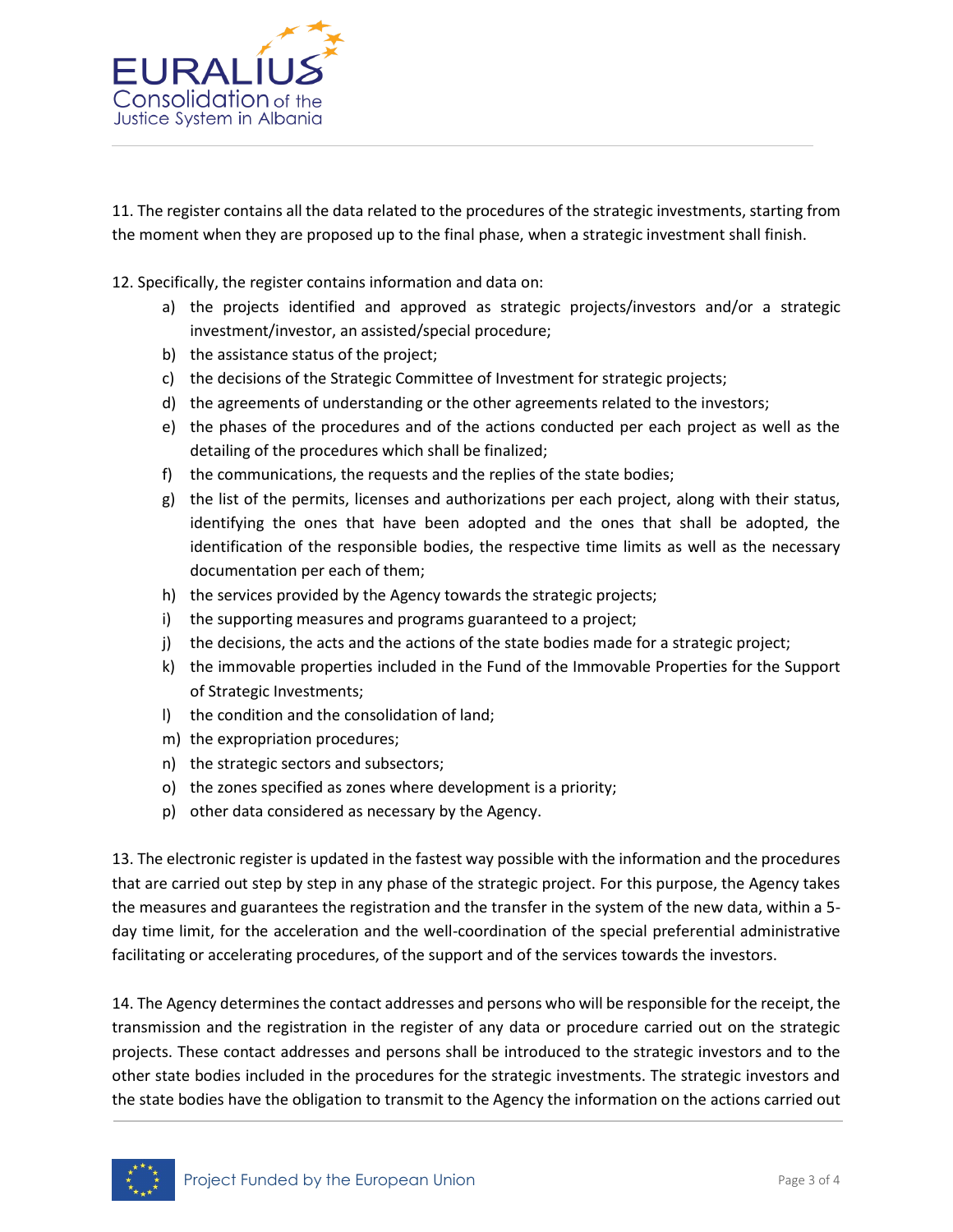11. The register contains all the data related to the procedures of the strategic investments, starting from the moment when they are proposed up to the final phase, when a strategic investment shall finish.

12. Specifically, the register contains information and data on:

a) the projects identified and approved as strategic projects/investors and/or a strategic investment/investor, an assisted/special procedure;
b) the assistance status of the project;
c) the decisions of the Strategic Committee of Investment for strategic projects;
d) the agreements of understanding or the other agreements related to the investors;
e) the phases of the procedures and of the actions conducted per each project as well as the detailing of the procedures which shall be finalized;
f) the communications, the requests and the replies of the state bodies;
g) the list of the permits, licenses and authorizations per each project, along with their status, identifying the ones that have been adopted and the ones that shall be adopted, the identification of the responsible bodies, the respective time limits as well as the necessary documentation per each of them;
h) the services provided by the Agency towards the strategic projects;
i) the supporting measures and programs guaranteed to a project;
j) the decisions, the acts and the actions of the state bodies made for a strategic project;
k) the immovable properties included in the Fund of the Immovable Properties for the Support of Strategic Investments;
l) the condition and the consolidation of land;
m) the expropriation procedures;
n) the strategic sectors and subsectors;
o) the zones specified as zones where development is a priority;
p) other data considered as necessary by the Agency.

13. The electronic register is updated in the fastest way possible with the information and the procedures that are carried out step by step in any phase of the strategic project. For this purpose, the Agency takes the measures and guarantees the registration and the transfer in the system of the new data, within a 5-day time limit, for the acceleration and the well-coordination of the special preferential administrative facilitating or accelerating procedures, of the support and of the services towards the investors.

14. The Agency determines the contact addresses and persons who will be responsible for the receipt, the transmission and the registration in the register of any data or procedure carried out on the strategic projects. These contact addresses and persons shall be introduced to the strategic investors and to the other state bodies included in the procedures for the strategic investments. The strategic investors and the state bodies have the obligation to transmit to the Agency the information on the actions carried out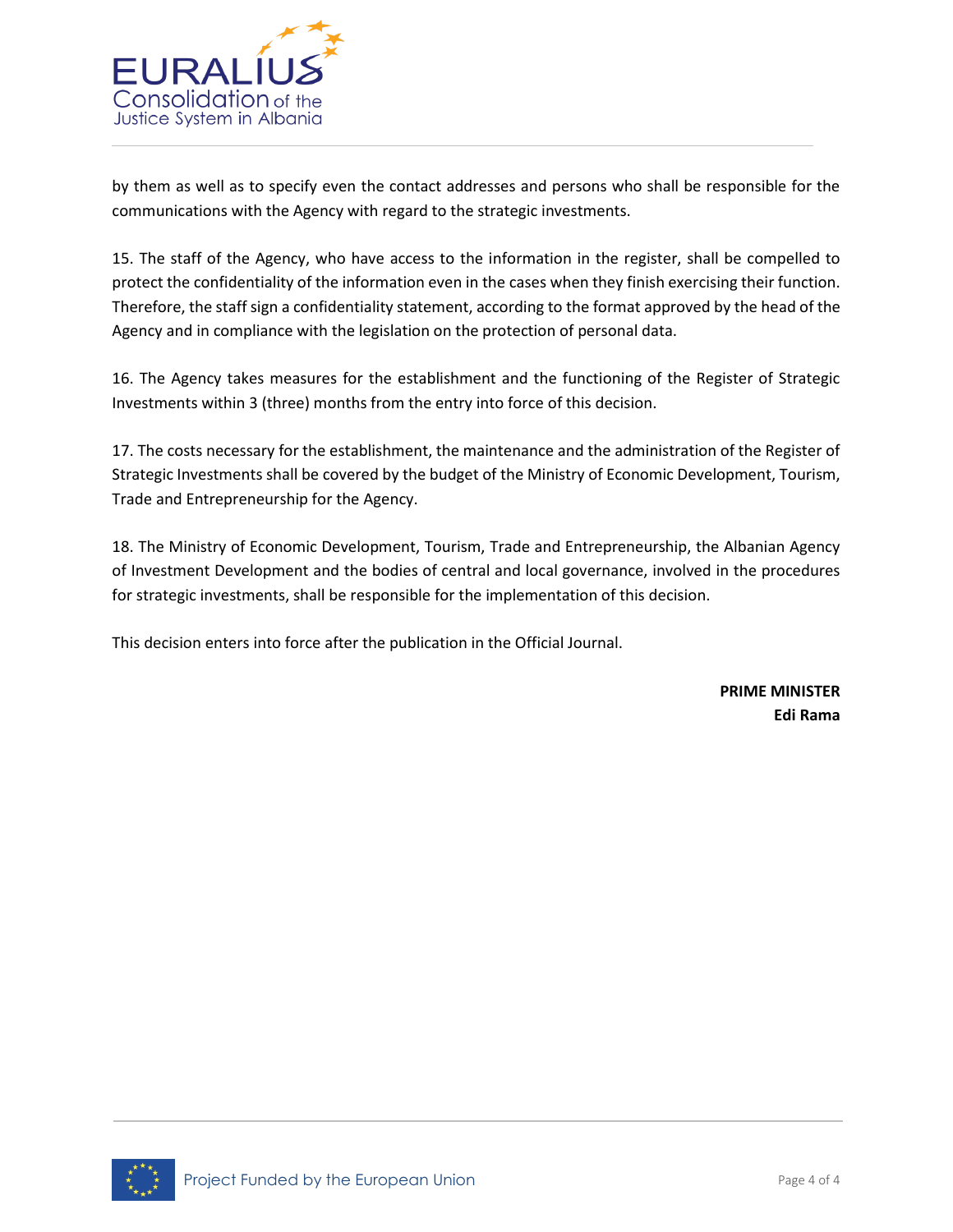by them as well as to specify even the contact addresses and persons who shall be responsible for the communications with the Agency with regard to the strategic investments.

15. The staff of the Agency, who have access to the information in the register, shall be compelled to protect the confidentiality of the information even in the cases when they finish exercising their function. Therefore, the staff sign a confidentiality statement, according to the format approved by the head of the Agency and in compliance with the legislation on the protection of personal data.

16. The Agency takes measures for the establishment and the functioning of the Register of Strategic Investments within 3 (three) months from the entry into force of this decision.

17. The costs necessary for the establishment, the maintenance and the administration of the Register of Strategic Investments shall be covered by the budget of the Ministry of Economic Development, Tourism, Trade and Entrepreneurship for the Agency.

18. The Ministry of Economic Development, Tourism, Trade and Entrepreneurship, the Albanian Agency of Investment Development and the bodies of central and local governance, involved in the procedures for strategic investments, shall be responsible for the implementation of this decision.

This decision enters into force after the publication in the Official Journal.

**PRIME MINISTER**
**Edi Rama**